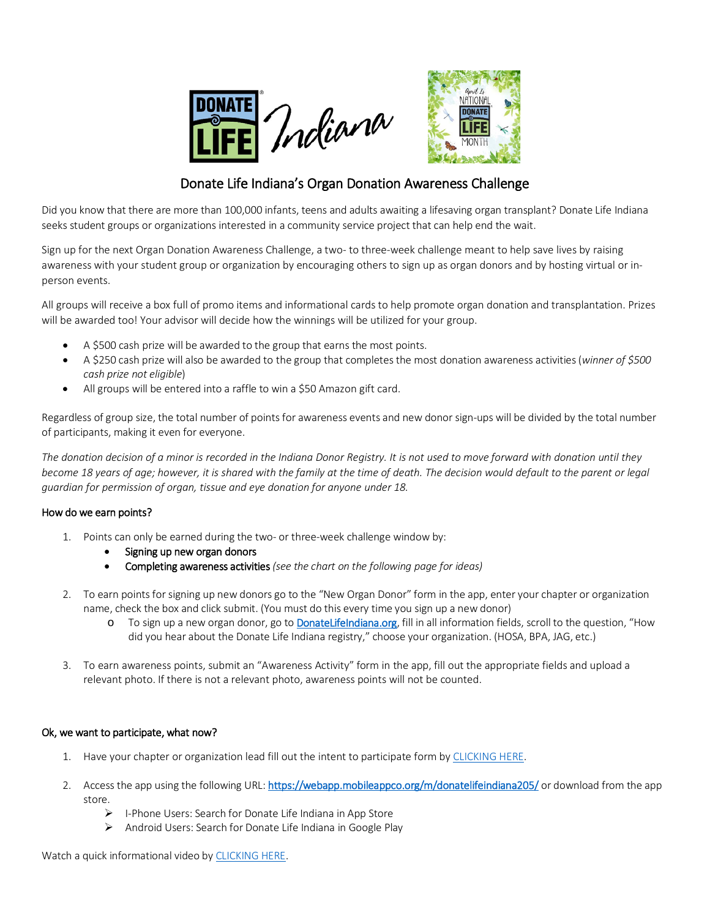# Donate Life Indiana's Organ Donation Awareness Challenge

Did you know that there are more than 100,000 infants, teens and adults awaiting a lifesaving organ transplant? Donate Life Indiana seeks student groups or organizations interested in a community service project that can help end the wait.

Sign up for the next Organ Donation Awareness Challenge, a two- to three-week challenge meant to help save lives by raising awareness with your student group or organization by encouraging others to sign up as organ donors and by hosting virtual or in-person events.

All groups will receive a box full of promo items and informational cards to help promote organ donation and transplantation. Prizes will be awarded too! Your advisor will decide how the winnings will be utilized for your group.

- A $500 cash prize will be awarded to the group that earns the most points.
- A $250 cash prize will also be awarded to the group that completes the most donation awareness activities (*winner of $500 cash prize not eligible*)
- All groups will be entered into a raffle to win a $50 Amazon gift card.

Regardless of group size, the total number of points for awareness events and new donor sign-ups will be divided by the total number of participants, making it even for everyone.

*The donation decision of a minor is recorded in the Indiana Donor Registry. It is not used to move forward with donation until they become 18 years of age; however, it is shared with the family at the time of death. The decision would default to the parent or legal guardian for permission of organ, tissue and eye donation for anyone under 18.*

## How do we earn points?

1. Points can only be earned during the two- or three-week challenge window by:
   - Signing up new organ donors
   - Completing awareness activities *(see the chart on the following page for ideas)*

2. To earn points for signing up new donors go to the "New Organ Donor" form in the app, enter your chapter or organization name, check the box and click submit. (You must do this every time you sign up a new donor)
   - To sign up a new organ donor, go to DonateLifeIndiana.org, fill in all information fields, scroll to the question, "How did you hear about the Donate Life Indiana registry," choose your organization. (HOSA, BPA, JAG, etc.)

3. To earn awareness points, submit an "Awareness Activity" form in the app, fill out the appropriate fields and upload a relevant photo. If there is not a relevant photo, awareness points will not be counted.

## Ok, we want to participate, what now?

1. Have your chapter or organization lead fill out the intent to participate form by CLICKING HERE.

2. Access the app using the following URL: https://webapp.mobileappco.org/m/donatelifeindiana205/ or download from the app store.
   - I-Phone Users: Search for Donate Life Indiana in App Store
   - Android Users: Search for Donate Life Indiana in Google Play

Watch a quick informational video by CLICKING HERE.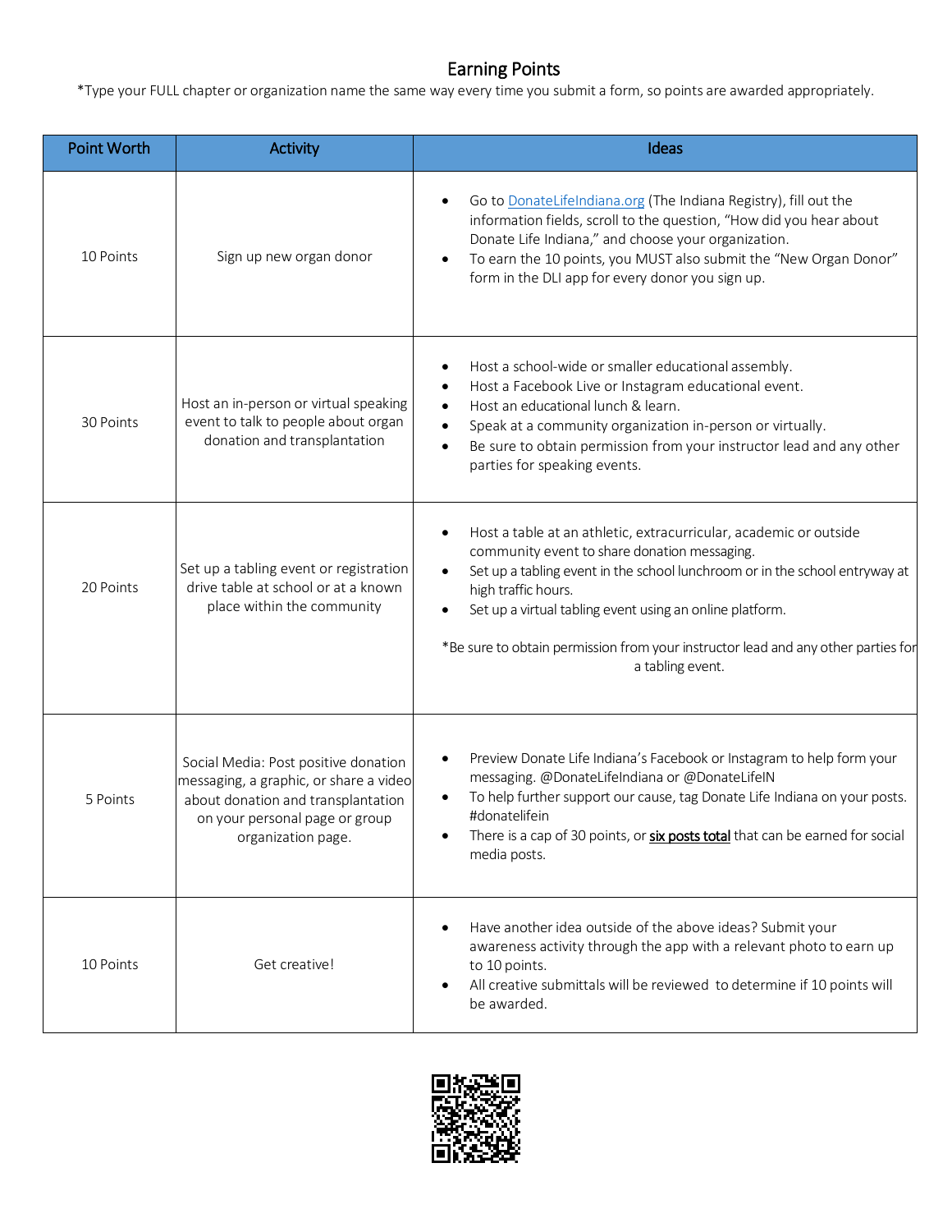## Earning Points

*Type your FULL chapter or organization name the same way every time you submit a form, so points are awarded appropriately.

| Point Worth | Activity | Ideas |
| --- | --- | --- |
| 10 Points | Sign up new organ donor | • Go to DonateLifeIndiana.org (The Indiana Registry), fill out the information fields, scroll to the question, "How did you hear about Donate Life Indiana," and choose your organization.<br>• To earn the 10 points, you MUST also submit the "New Organ Donor" form in the DLI app for every donor you sign up. |
| 30 Points | Host an in-person or virtual speaking event to talk to people about organ donation and transplantation | • Host a school-wide or smaller educational assembly.<br>• Host a Facebook Live or Instagram educational event.<br>• Host an educational lunch & learn.<br>• Speak at a community organization in-person or virtually.<br>• Be sure to obtain permission from your instructor lead and any other parties for speaking events. |
| 20 Points | Set up a tabling event or registration drive table at school or at a known place within the community | • Host a table at an athletic, extracurricular, academic or outside community event to share donation messaging.<br>• Set up a tabling event in the school lunchroom or in the school entryway at high traffic hours.<br>• Set up a virtual tabling event using an online platform.<br><br>*Be sure to obtain permission from your instructor lead and any other parties for a tabling event. |
| 5 Points | Social Media: Post positive donation messaging, a graphic, or share a video about donation and transplantation on your personal page or group organization page. | • Preview Donate Life Indiana's Facebook or Instagram to help form your messaging. @DonateLifeIndiana or @DonateLifeIN<br>• To help further support our cause, tag Donate Life Indiana on your posts. #donatelifein<br>• There is a cap of 30 points, or <u>**six posts total**</u> that can be earned for social media posts. |
| 10 Points | Get creative! | • Have another idea outside of the above ideas? Submit your awareness activity through the app with a relevant photo to earn up to 10 points.<br>• All creative submittals will be reviewed to determine if 10 points will be awarded. |